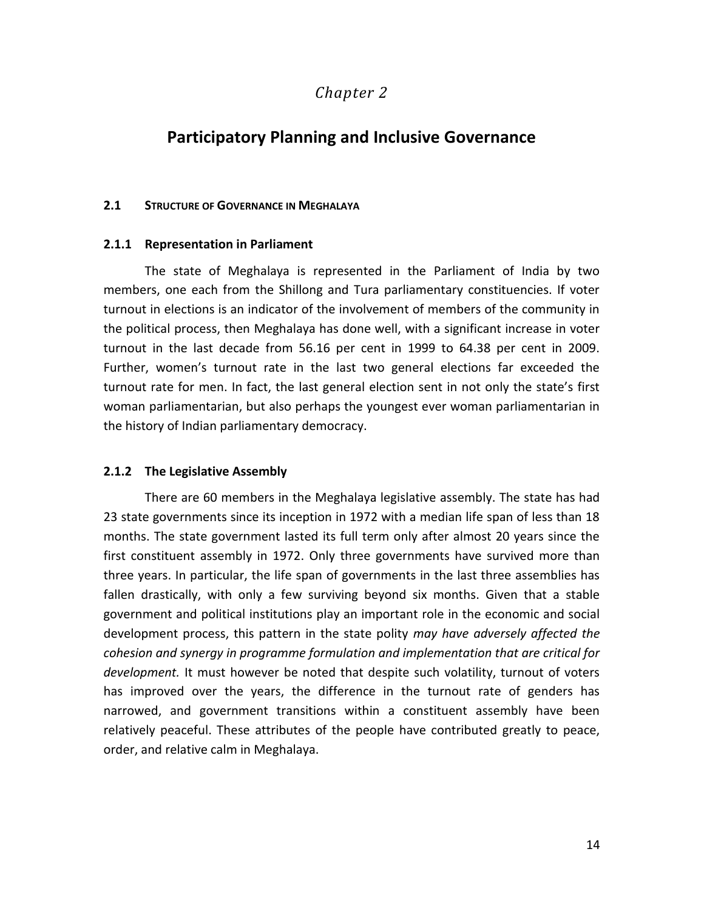# *Chapter 2*

# Participatory Planning and Inclusive Governance

## 2.1 STRUCTURE OF GOVERNANCE IN MEGHALAYA

### 2.1.1 Representation in Parliament

The state of Meghalaya is represented in the Parliament of India by two members, one each from the Shillong and Tura parliamentary constituencies. If voter turnout in elections is an indicator of the involvement of members of the community in the political process, then Meghalaya has done well, with a significant increase in voter turnout in the last decade from 56.16 per cent in 1999 to 64.38 per cent in 2009. Further, women's turnout rate in the last two general elections far exceeded the turnout rate for men. In fact, the last general election sent in not only the state's first woman parliamentarian, but also perhaps the youngest ever woman parliamentarian in the history of Indian parliamentary democracy.

### 2.1.2 The Legislative Assembly

There are 60 members in the Meghalaya legislative assembly. The state has had 23 state governments since its inception in 1972 with a median life span of less than 18 months. The state government lasted its full term only after almost 20 years since the first constituent assembly in 1972. Only three governments have survived more than three years. In particular, the life span of governments in the last three assemblies has fallen drastically, with only a few surviving beyond six months. Given that a stable government and political institutions play an important role in the economic and social development process, this pattern in the state polity *may have adversely affected the cohesion and synergy in programme formulation and implementation that are critical for development.* It must however be noted that despite such volatility, turnout of voters has improved over the years, the difference in the turnout rate of genders has narrowed, and government transitions within a constituent assembly have been relatively peaceful. These attributes of the people have contributed greatly to peace, order, and relative calm in Meghalaya.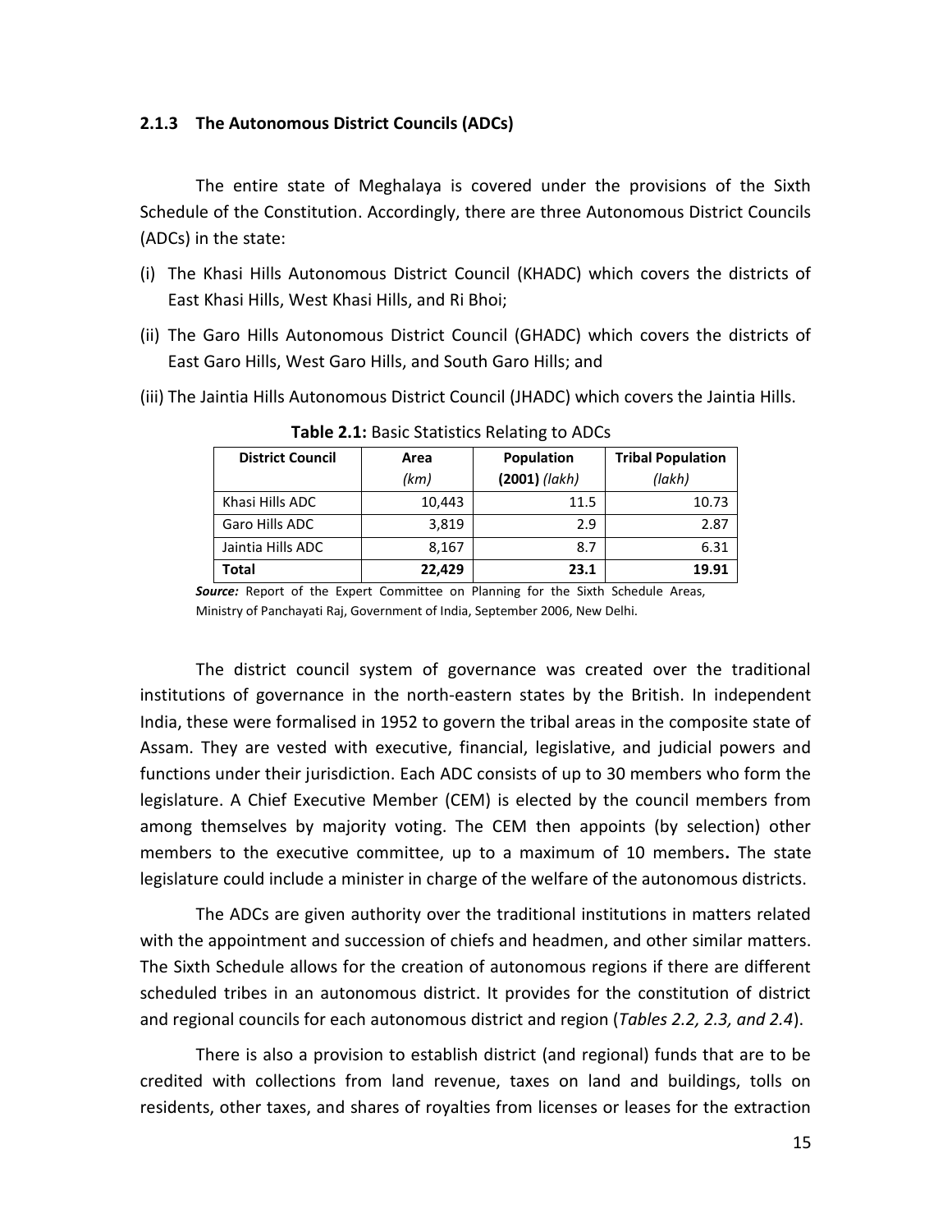### 2.1.3 The Autonomous District Councils (ADCs)

The entire state of Meghalaya is covered under the provisions of the Sixth Schedule of the Constitution. Accordingly, there are three Autonomous District Councils (ADCs) in the state:

(i) The Khasi Hills Autonomous District Council (KHADC) which covers the districts of East Khasi Hills, West Khasi Hills, and Ri Bhoi;

(ii) The Garo Hills Autonomous District Council (GHADC) which covers the districts of East Garo Hills, West Garo Hills, and South Garo Hills; and

(iii) The Jaintia Hills Autonomous District Council (JHADC) which covers the Jaintia Hills.

**Table 2.1:** Basic Statistics Relating to ADCs

| District Council | Area *(km)* | Population **(2001)** *(lakh)* | Tribal Population *(lakh)* |
|---|---|---|---|
| Khasi Hills ADC | 10,443 | 11.5 | 10.73 |
| Garo Hills ADC | 3,819 | 2.9 | 2.87 |
| Jaintia Hills ADC | 8,167 | 8.7 | 6.31 |
| **Total** | **22,429** | **23.1** | **19.91** |

***Source:*** Report of the Expert Committee on Planning for the Sixth Schedule Areas, Ministry of Panchayati Raj, Government of India, September 2006, New Delhi.

The district council system of governance was created over the traditional institutions of governance in the north-eastern states by the British. In independent India, these were formalised in 1952 to govern the tribal areas in the composite state of Assam. They are vested with executive, financial, legislative, and judicial powers and functions under their jurisdiction. Each ADC consists of up to 30 members who form the legislature. A Chief Executive Member (CEM) is elected by the council members from among themselves by majority voting. The CEM then appoints (by selection) other members to the executive committee, up to a maximum of 10 members**.** The state legislature could include a minister in charge of the welfare of the autonomous districts.

The ADCs are given authority over the traditional institutions in matters related with the appointment and succession of chiefs and headmen, and other similar matters. The Sixth Schedule allows for the creation of autonomous regions if there are different scheduled tribes in an autonomous district. It provides for the constitution of district and regional councils for each autonomous district and region (*Tables 2.2, 2.3, and 2.4*).

There is also a provision to establish district (and regional) funds that are to be credited with collections from land revenue, taxes on land and buildings, tolls on residents, other taxes, and shares of royalties from licenses or leases for the extraction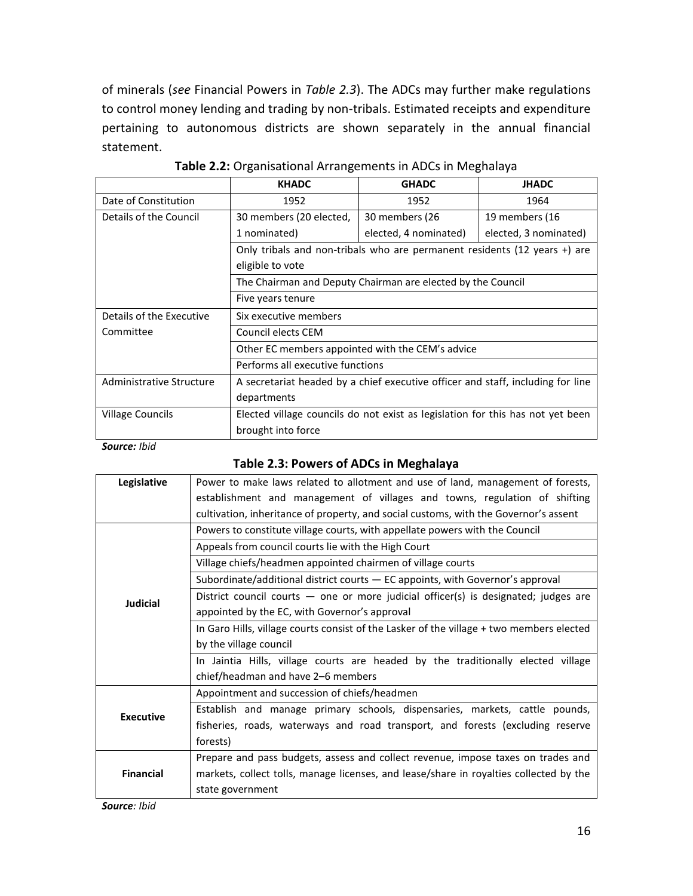of minerals (*see* Financial Powers in *Table 2.3*). The ADCs may further make regulations to control money lending and trading by non-tribals. Estimated receipts and expenditure pertaining to autonomous districts are shown separately in the annual financial statement.

**Table 2.2:** Organisational Arrangements in ADCs in Meghalaya

| | KHADC | GHADC | JHADC |
|---|---|---|---|
| Date of Constitution | 1952 | 1952 | 1964 |
| Details of the Council | 30 members (20 elected, 1 nominated) | 30 members (26 elected, 4 nominated) | 19 members (16 elected, 3 nominated) |
| | Only tribals and non-tribals who are permanent residents (12 years +) are eligible to vote | | |
| | The Chairman and Deputy Chairman are elected by the Council | | |
| | Five years tenure | | |
| Details of the Executive Committee | Six executive members | | |
| | Council elects CEM | | |
| | Other EC members appointed with the CEM's advice | | |
| | Performs all executive functions | | |
| Administrative Structure | A secretariat headed by a chief executive officer and staff, including for line departments | | |
| Village Councils | Elected village councils do not exist as legislation for this has not yet been brought into force | | |

***Source:*** *Ibid*

**Table 2.3: Powers of ADCs in Meghalaya**

| | |
|---|---|
| **Legislative** | Power to make laws related to allotment and use of land, management of forests, establishment and management of villages and towns, regulation of shifting cultivation, inheritance of property, and social customs, with the Governor's assent |
| **Judicial** | Powers to constitute village courts, with appellate powers with the Council |
| | Appeals from council courts lie with the High Court |
| | Village chiefs/headmen appointed chairmen of village courts |
| | Subordinate/additional district courts — EC appoints, with Governor's approval |
| | District council courts — one or more judicial officer(s) is designated; judges are appointed by the EC, with Governor's approval |
| | In Garo Hills, village courts consist of the Lasker of the village + two members elected by the village council |
| | In Jaintia Hills, village courts are headed by the traditionally elected village chief/headman and have 2–6 members |
| **Executive** | Appointment and succession of chiefs/headmen |
| | Establish and manage primary schools, dispensaries, markets, cattle pounds, fisheries, roads, waterways and road transport, and forests (excluding reserve forests) |
| **Financial** | Prepare and pass budgets, assess and collect revenue, impose taxes on trades and markets, collect tolls, manage licenses, and lease/share in royalties collected by the state government |

***Source****: Ibid*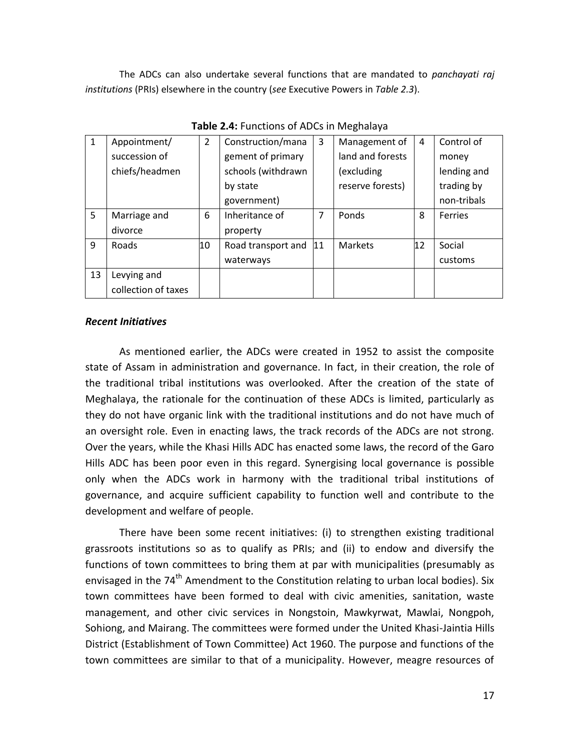The ADCs can also undertake several functions that are mandated to *panchayati raj institutions* (PRIs) elsewhere in the country (*see* Executive Powers in *Table 2.3*).

**Table 2.4:** Functions of ADCs in Meghalaya

| 1 | Appointment/ succession of chiefs/headmen | 2 | Construction/management of primary schools (withdrawn by state government) | 3 | Management of land and forests (excluding reserve forests) | 4 | Control of money lending and trading by non-tribals |
|---|---|---|---|---|---|---|---|
| 5 | Marriage and divorce | 6 | Inheritance of property | 7 | Ponds | 8 | Ferries |
| 9 | Roads | 10 | Road transport and waterways | 11 | Markets | 12 | Social customs |
| 13 | Levying and collection of taxes | | | | | | |

***Recent Initiatives***

As mentioned earlier, the ADCs were created in 1952 to assist the composite state of Assam in administration and governance. In fact, in their creation, the role of the traditional tribal institutions was overlooked. After the creation of the state of Meghalaya, the rationale for the continuation of these ADCs is limited, particularly as they do not have organic link with the traditional institutions and do not have much of an oversight role. Even in enacting laws, the track records of the ADCs are not strong. Over the years, while the Khasi Hills ADC has enacted some laws, the record of the Garo Hills ADC has been poor even in this regard. Synergising local governance is possible only when the ADCs work in harmony with the traditional tribal institutions of governance, and acquire sufficient capability to function well and contribute to the development and welfare of people.

There have been some recent initiatives: (i) to strengthen existing traditional grassroots institutions so as to qualify as PRIs; and (ii) to endow and diversify the functions of town committees to bring them at par with municipalities (presumably as envisaged in the 74th Amendment to the Constitution relating to urban local bodies). Six town committees have been formed to deal with civic amenities, sanitation, waste management, and other civic services in Nongstoin, Mawkyrwat, Mawlai, Nongpoh, Sohiong, and Mairang. The committees were formed under the United Khasi-Jaintia Hills District (Establishment of Town Committee) Act 1960. The purpose and functions of the town committees are similar to that of a municipality. However, meagre resources of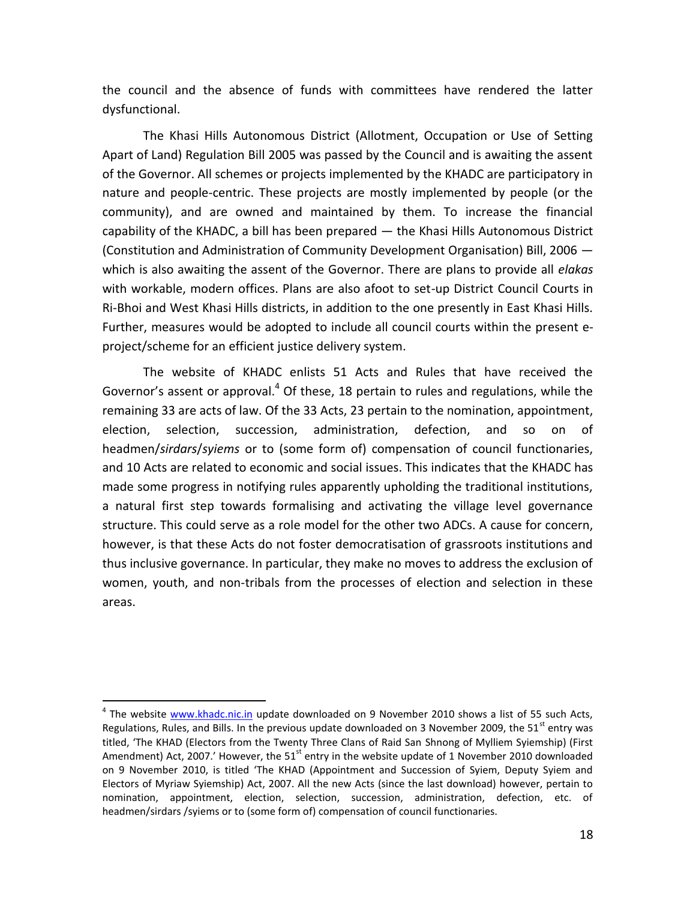the council and the absence of funds with committees have rendered the latter dysfunctional.

The Khasi Hills Autonomous District (Allotment, Occupation or Use of Setting Apart of Land) Regulation Bill 2005 was passed by the Council and is awaiting the assent of the Governor. All schemes or projects implemented by the KHADC are participatory in nature and people-centric. These projects are mostly implemented by people (or the community), and are owned and maintained by them. To increase the financial capability of the KHADC, a bill has been prepared — the Khasi Hills Autonomous District (Constitution and Administration of Community Development Organisation) Bill, 2006 — which is also awaiting the assent of the Governor. There are plans to provide all *elakas* with workable, modern offices. Plans are also afoot to set-up District Council Courts in Ri-Bhoi and West Khasi Hills districts, in addition to the one presently in East Khasi Hills. Further, measures would be adopted to include all council courts within the present e-project/scheme for an efficient justice delivery system.

The website of KHADC enlists 51 Acts and Rules that have received the Governor's assent or approval.[4] Of these, 18 pertain to rules and regulations, while the remaining 33 are acts of law. Of the 33 Acts, 23 pertain to the nomination, appointment, election, selection, succession, administration, defection, and so on of headmen/*sirdars*/*syiems* or to (some form of) compensation of council functionaries, and 10 Acts are related to economic and social issues. This indicates that the KHADC has made some progress in notifying rules apparently upholding the traditional institutions, a natural first step towards formalising and activating the village level governance structure. This could serve as a role model for the other two ADCs. A cause for concern, however, is that these Acts do not foster democratisation of grassroots institutions and thus inclusive governance. In particular, they make no moves to address the exclusion of women, youth, and non-tribals from the processes of election and selection in these areas.

---

[4] The website www.khadc.nic.in update downloaded on 9 November 2010 shows a list of 55 such Acts, Regulations, Rules, and Bills. In the previous update downloaded on 3 November 2009, the 51st entry was titled, 'The KHAD (Electors from the Twenty Three Clans of Raid San Shnong of Mylliem Syiemship) (First Amendment) Act, 2007.' However, the 51st entry in the website update of 1 November 2010 downloaded on 9 November 2010, is titled 'The KHAD (Appointment and Succession of Syiem, Deputy Syiem and Electors of Myriaw Syiemship) Act, 2007. All the new Acts (since the last download) however, pertain to nomination, appointment, election, selection, succession, administration, defection, etc. of headmen/sirdars /syiems or to (some form of) compensation of council functionaries.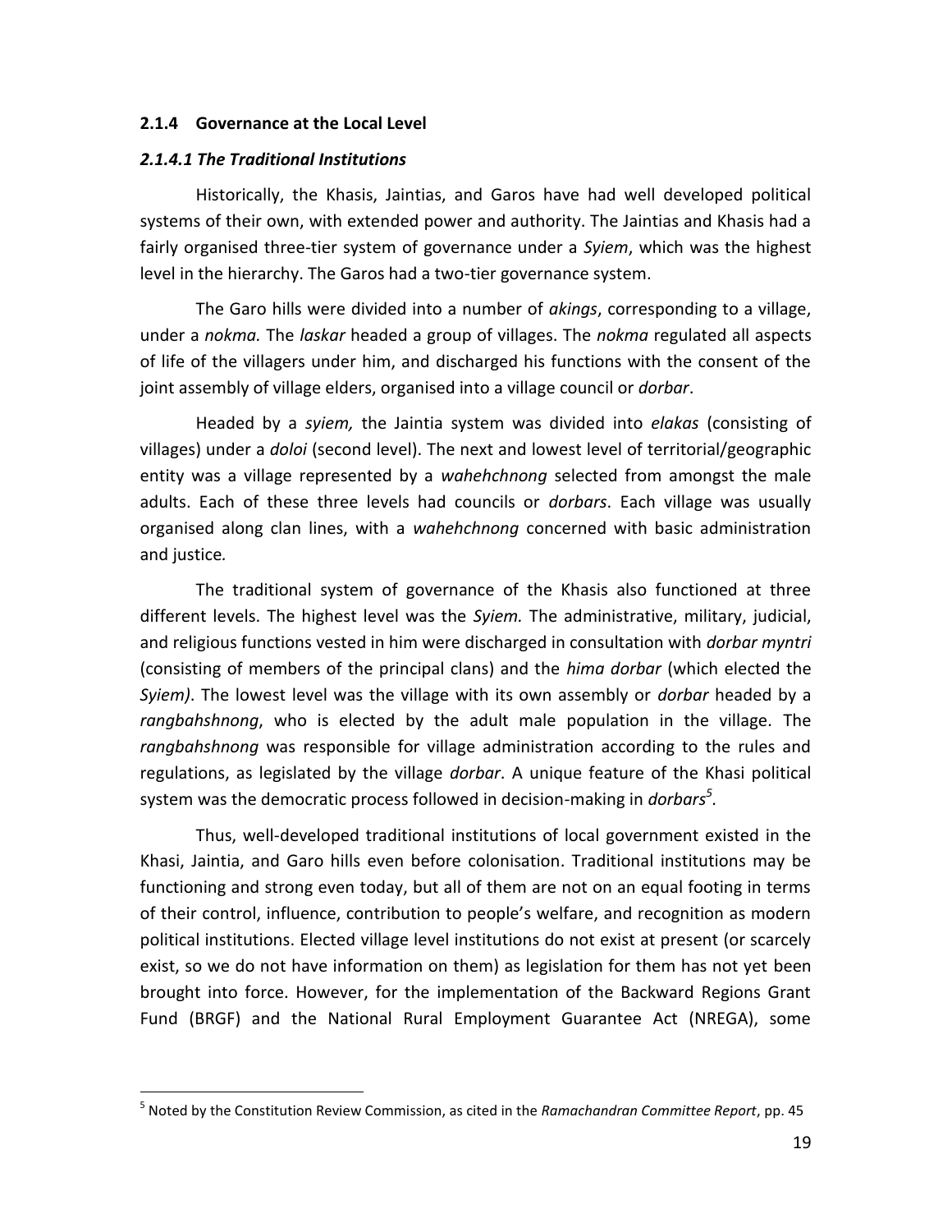### 2.1.4 Governance at the Local Level

#### *2.1.4.1 The Traditional Institutions*

Historically, the Khasis, Jaintias, and Garos have had well developed political systems of their own, with extended power and authority. The Jaintias and Khasis had a fairly organised three-tier system of governance under a *Syiem*, which was the highest level in the hierarchy. The Garos had a two-tier governance system.

The Garo hills were divided into a number of *akings*, corresponding to a village, under a *nokma.* The *laskar* headed a group of villages. The *nokma* regulated all aspects of life of the villagers under him, and discharged his functions with the consent of the joint assembly of village elders, organised into a village council or *dorbar*.

Headed by a *syiem,* the Jaintia system was divided into *elakas* (consisting of villages) under a *doloi* (second level). The next and lowest level of territorial/geographic entity was a village represented by a *wahehchnong* selected from amongst the male adults. Each of these three levels had councils or *dorbars*. Each village was usually organised along clan lines, with a *wahehchnong* concerned with basic administration and justice.

The traditional system of governance of the Khasis also functioned at three different levels. The highest level was the *Syiem.* The administrative, military, judicial, and religious functions vested in him were discharged in consultation with *dorbar myntri* (consisting of members of the principal clans) and the *hima dorbar* (which elected the *Syiem)*. The lowest level was the village with its own assembly or *dorbar* headed by a *rangbahshnong*, who is elected by the adult male population in the village. The *rangbahshnong* was responsible for village administration according to the rules and regulations, as legislated by the village *dorbar*. A unique feature of the Khasi political system was the democratic process followed in decision-making in *dorbars*[5].

Thus, well-developed traditional institutions of local government existed in the Khasi, Jaintia, and Garo hills even before colonisation. Traditional institutions may be functioning and strong even today, but all of them are not on an equal footing in terms of their control, influence, contribution to people's welfare, and recognition as modern political institutions. Elected village level institutions do not exist at present (or scarcely exist, so we do not have information on them) as legislation for them has not yet been brought into force. However, for the implementation of the Backward Regions Grant Fund (BRGF) and the National Rural Employment Guarantee Act (NREGA), some

[5] Noted by the Constitution Review Commission, as cited in the *Ramachandran Committee Report*, pp. 45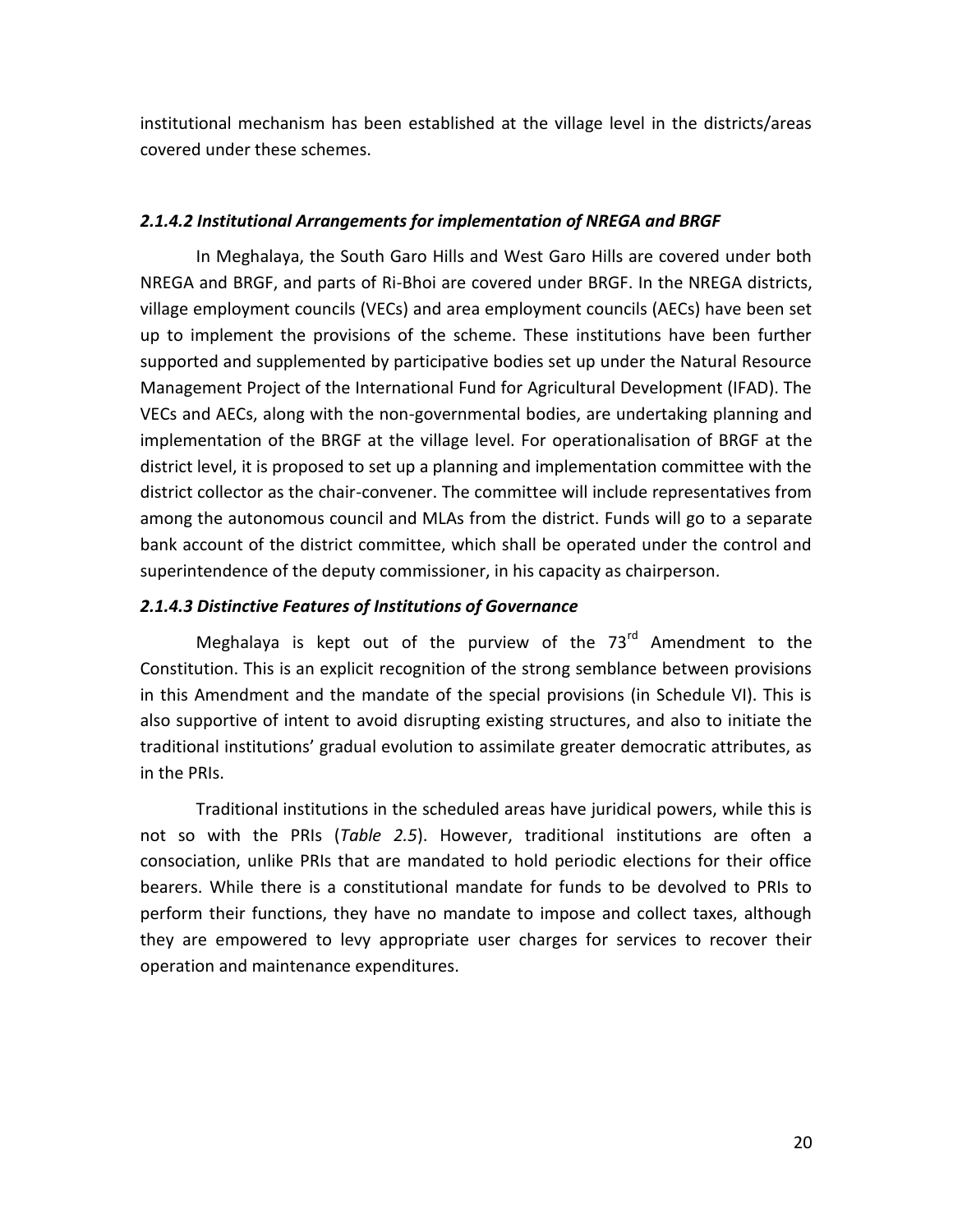institutional mechanism has been established at the village level in the districts/areas covered under these schemes.

#### *2.1.4.2 Institutional Arrangements for implementation of NREGA and BRGF*

In Meghalaya, the South Garo Hills and West Garo Hills are covered under both NREGA and BRGF, and parts of Ri-Bhoi are covered under BRGF. In the NREGA districts, village employment councils (VECs) and area employment councils (AECs) have been set up to implement the provisions of the scheme. These institutions have been further supported and supplemented by participative bodies set up under the Natural Resource Management Project of the International Fund for Agricultural Development (IFAD). The VECs and AECs, along with the non-governmental bodies, are undertaking planning and implementation of the BRGF at the village level. For operationalisation of BRGF at the district level, it is proposed to set up a planning and implementation committee with the district collector as the chair-convener. The committee will include representatives from among the autonomous council and MLAs from the district. Funds will go to a separate bank account of the district committee, which shall be operated under the control and superintendence of the deputy commissioner, in his capacity as chairperson.

#### *2.1.4.3 Distinctive Features of Institutions of Governance*

Meghalaya is kept out of the purview of the 73rd Amendment to the Constitution. This is an explicit recognition of the strong semblance between provisions in this Amendment and the mandate of the special provisions (in Schedule VI). This is also supportive of intent to avoid disrupting existing structures, and also to initiate the traditional institutions' gradual evolution to assimilate greater democratic attributes, as in the PRIs.

Traditional institutions in the scheduled areas have juridical powers, while this is not so with the PRIs (*Table 2.5*). However, traditional institutions are often a consociation, unlike PRIs that are mandated to hold periodic elections for their office bearers. While there is a constitutional mandate for funds to be devolved to PRIs to perform their functions, they have no mandate to impose and collect taxes, although they are empowered to levy appropriate user charges for services to recover their operation and maintenance expenditures.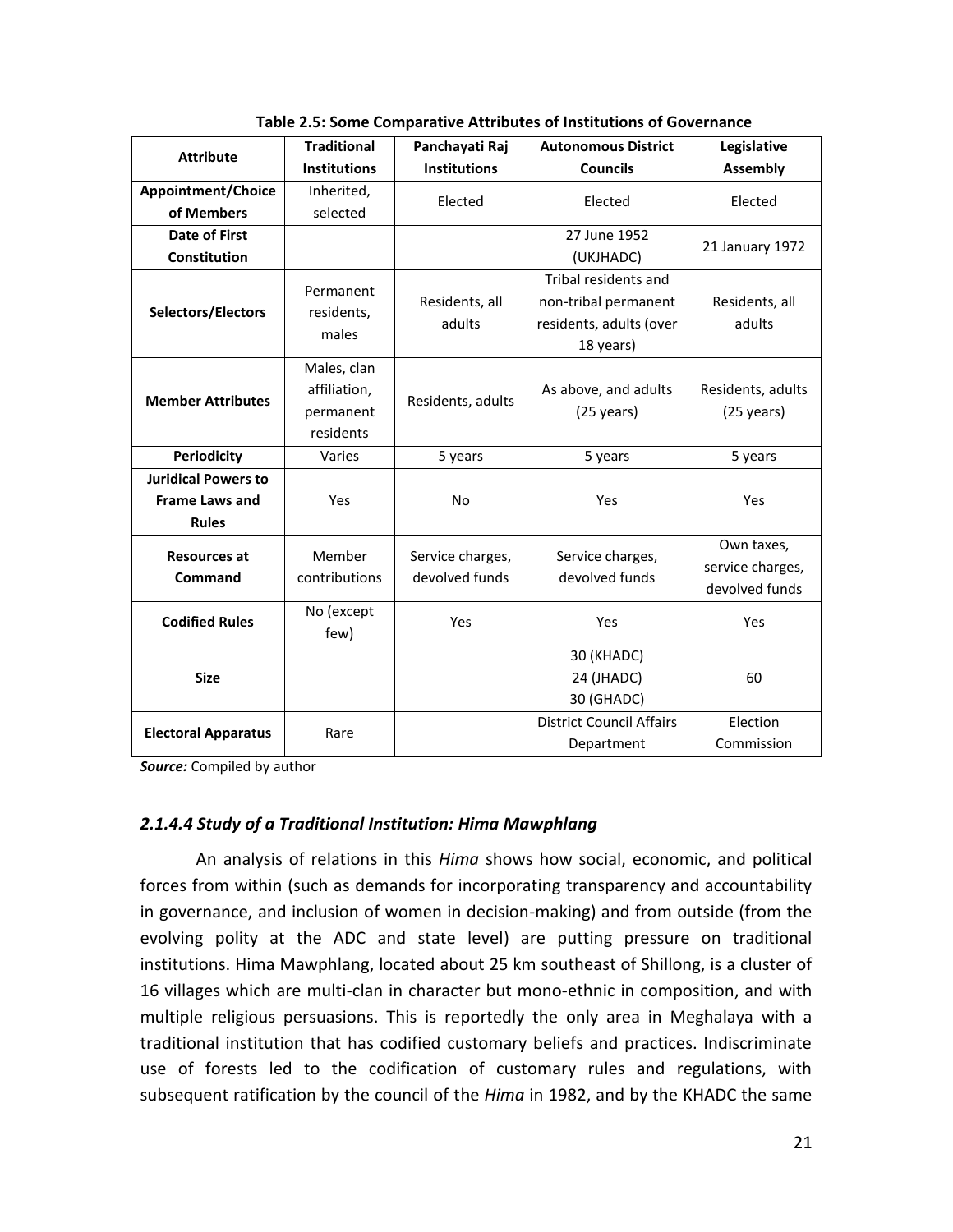**Table 2.5: Some Comparative Attributes of Institutions of Governance**

| Attribute | Traditional Institutions | Panchayati Raj Institutions | Autonomous District Councils | Legislative Assembly |
|---|---|---|---|---|
| **Appointment/Choice of Members** | Inherited, selected | Elected | Elected | Elected |
| **Date of First Constitution** | | | 27 June 1952 (UKJHADC) | 21 January 1972 |
| **Selectors/Electors** | Permanent residents, males | Residents, all adults | Tribal residents and non-tribal permanent residents, adults (over 18 years) | Residents, all adults |
| **Member Attributes** | Males, clan affiliation, permanent residents | Residents, adults | As above, and adults (25 years) | Residents, adults (25 years) |
| **Periodicity** | Varies | 5 years | 5 years | 5 years |
| **Juridical Powers to Frame Laws and Rules** | Yes | No | Yes | Yes |
| **Resources at Command** | Member contributions | Service charges, devolved funds | Service charges, devolved funds | Own taxes, service charges, devolved funds |
| **Codified Rules** | No (except few) | Yes | Yes | Yes |
| **Size** | | | 30 (KHADC) 24 (JHADC) 30 (GHADC) | 60 |
| **Electoral Apparatus** | Rare | | District Council Affairs Department | Election Commission |

***Source:*** Compiled by author

### *2.1.4.4 Study of a Traditional Institution: Hima Mawphlang*

An analysis of relations in this *Hima* shows how social, economic, and political forces from within (such as demands for incorporating transparency and accountability in governance, and inclusion of women in decision-making) and from outside (from the evolving polity at the ADC and state level) are putting pressure on traditional institutions. Hima Mawphlang, located about 25 km southeast of Shillong, is a cluster of 16 villages which are multi-clan in character but mono-ethnic in composition, and with multiple religious persuasions. This is reportedly the only area in Meghalaya with a traditional institution that has codified customary beliefs and practices. Indiscriminate use of forests led to the codification of customary rules and regulations, with subsequent ratification by the council of the *Hima* in 1982, and by the KHADC the same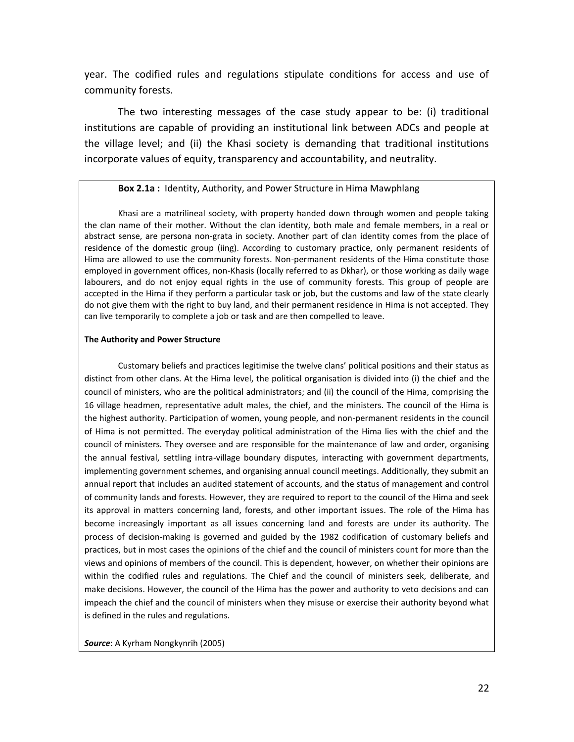year. The codified rules and regulations stipulate conditions for access and use of community forests.

The two interesting messages of the case study appear to be: (i) traditional institutions are capable of providing an institutional link between ADCs and people at the village level; and (ii) the Khasi society is demanding that traditional institutions incorporate values of equity, transparency and accountability, and neutrality.

**Box 2.1a :** Identity, Authority, and Power Structure in Hima Mawphlang

Khasi are a matrilineal society, with property handed down through women and people taking the clan name of their mother. Without the clan identity, both male and female members, in a real or abstract sense, are persona non-grata in society. Another part of clan identity comes from the place of residence of the domestic group (iing). According to customary practice, only permanent residents of Hima are allowed to use the community forests. Non-permanent residents of the Hima constitute those employed in government offices, non-Khasis (locally referred to as Dkhar), or those working as daily wage labourers, and do not enjoy equal rights in the use of community forests. This group of people are accepted in the Hima if they perform a particular task or job, but the customs and law of the state clearly do not give them with the right to buy land, and their permanent residence in Hima is not accepted. They can live temporarily to complete a job or task and are then compelled to leave.

**The Authority and Power Structure**

Customary beliefs and practices legitimise the twelve clans' political positions and their status as distinct from other clans. At the Hima level, the political organisation is divided into (i) the chief and the council of ministers, who are the political administrators; and (ii) the council of the Hima, comprising the 16 village headmen, representative adult males, the chief, and the ministers. The council of the Hima is the highest authority. Participation of women, young people, and non-permanent residents in the council of Hima is not permitted. The everyday political administration of the Hima lies with the chief and the council of ministers. They oversee and are responsible for the maintenance of law and order, organising the annual festival, settling intra-village boundary disputes, interacting with government departments, implementing government schemes, and organising annual council meetings. Additionally, they submit an annual report that includes an audited statement of accounts, and the status of management and control of community lands and forests. However, they are required to report to the council of the Hima and seek its approval in matters concerning land, forests, and other important issues. The role of the Hima has become increasingly important as all issues concerning land and forests are under its authority. The process of decision-making is governed and guided by the 1982 codification of customary beliefs and practices, but in most cases the opinions of the chief and the council of ministers count for more than the views and opinions of members of the council. This is dependent, however, on whether their opinions are within the codified rules and regulations. The Chief and the council of ministers seek, deliberate, and make decisions. However, the council of the Hima has the power and authority to veto decisions and can impeach the chief and the council of ministers when they misuse or exercise their authority beyond what is defined in the rules and regulations.

***Source***: A Kyrham Nongkynrih (2005)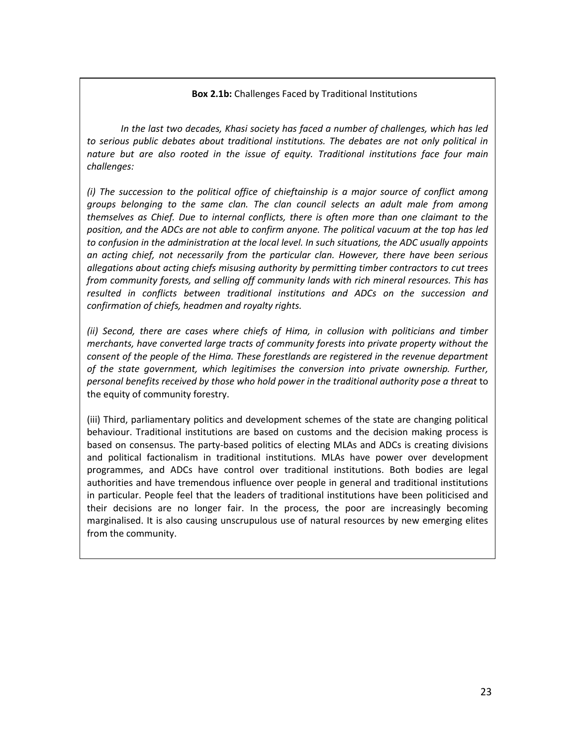**Box 2.1b:** Challenges Faced by Traditional Institutions

*In the last two decades, Khasi society has faced a number of challenges, which has led to serious public debates about traditional institutions. The debates are not only political in nature but are also rooted in the issue of equity. Traditional institutions face four main challenges:*

*(i) The succession to the political office of chieftainship is a major source of conflict among groups belonging to the same clan. The clan council selects an adult male from among themselves as Chief. Due to internal conflicts, there is often more than one claimant to the position, and the ADCs are not able to confirm anyone. The political vacuum at the top has led to confusion in the administration at the local level. In such situations, the ADC usually appoints an acting chief, not necessarily from the particular clan. However, there have been serious allegations about acting chiefs misusing authority by permitting timber contractors to cut trees from community forests, and selling off community lands with rich mineral resources. This has resulted in conflicts between traditional institutions and ADCs on the succession and confirmation of chiefs, headmen and royalty rights.*

*(ii) Second, there are cases where chiefs of Hima, in collusion with politicians and timber merchants, have converted large tracts of community forests into private property without the consent of the people of the Hima. These forestlands are registered in the revenue department of the state government, which legitimises the conversion into private ownership. Further, personal benefits received by those who hold power in the traditional authority pose a threat* to the equity of community forestry.

(iii) Third, parliamentary politics and development schemes of the state are changing political behaviour. Traditional institutions are based on customs and the decision making process is based on consensus. The party-based politics of electing MLAs and ADCs is creating divisions and political factionalism in traditional institutions. MLAs have power over development programmes, and ADCs have control over traditional institutions. Both bodies are legal authorities and have tremendous influence over people in general and traditional institutions in particular. People feel that the leaders of traditional institutions have been politicised and their decisions are no longer fair. In the process, the poor are increasingly becoming marginalised. It is also causing unscrupulous use of natural resources by new emerging elites from the community.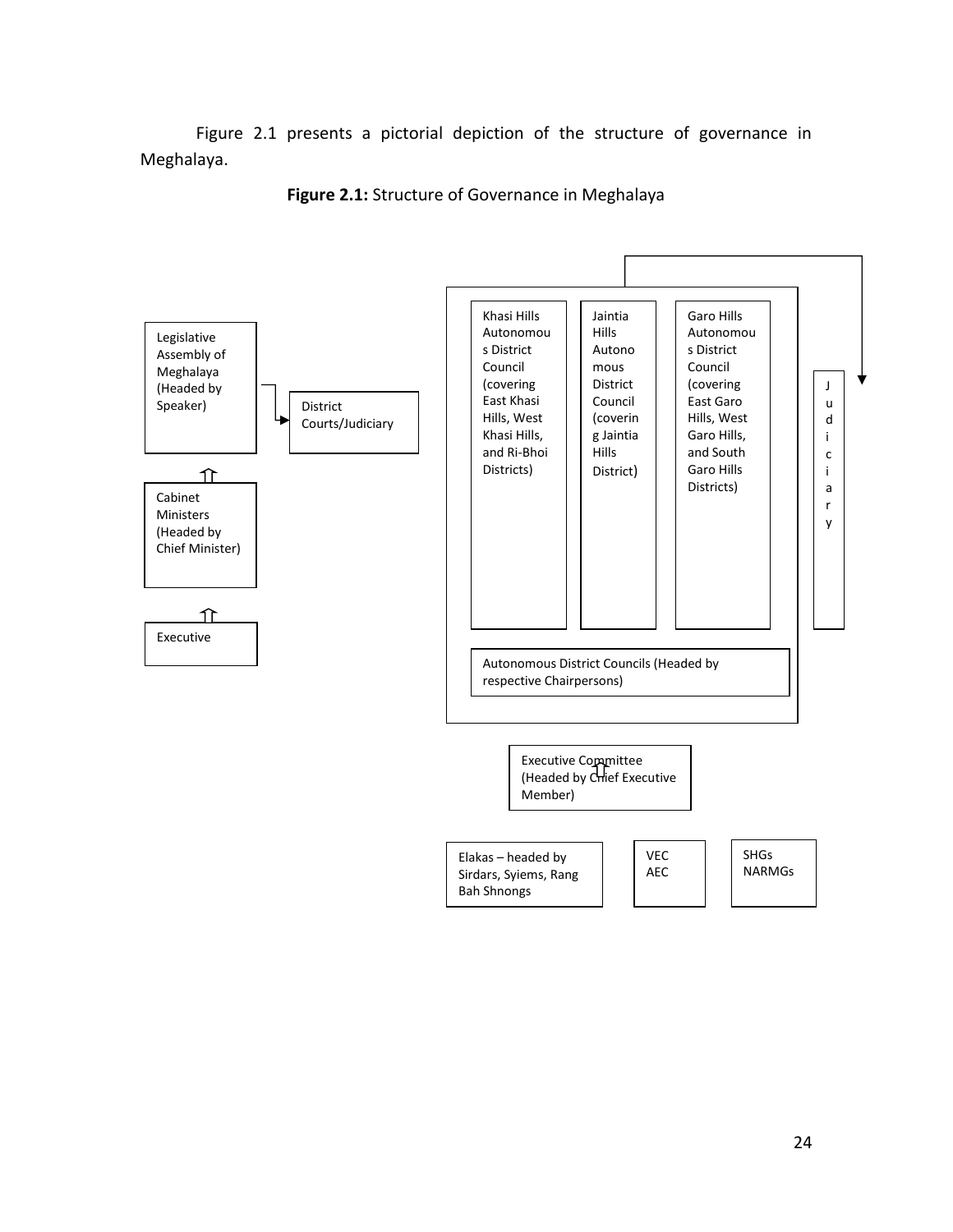Figure 2.1 presents a pictorial depiction of the structure of governance in Meghalaya.

**Figure 2.1:** Structure of Governance in Meghalaya

Legislative Assembly of Meghalaya (Headed by Speaker)

District Courts/Judiciary

Cabinet Ministers (Headed by Chief Minister)

Executive

Khasi Hills Autonomous District Council (covering East Khasi Hills, West Khasi Hills, and Ri-Bhoi Districts)

Jaintia Hills Autonomous District Council (covering Jaintia Hills District)

Garo Hills Autonomous District Council (covering East Garo Hills, West Garo Hills, and South Garo Hills Districts)

Judiciary

Autonomous District Councils (Headed by respective Chairpersons)

Executive Committee (Headed by Chief Executive Member)

Elakas – headed by Sirdars, Syiems, Rang Bah Shnongs

VEC
AEC

SHGs
NARMGs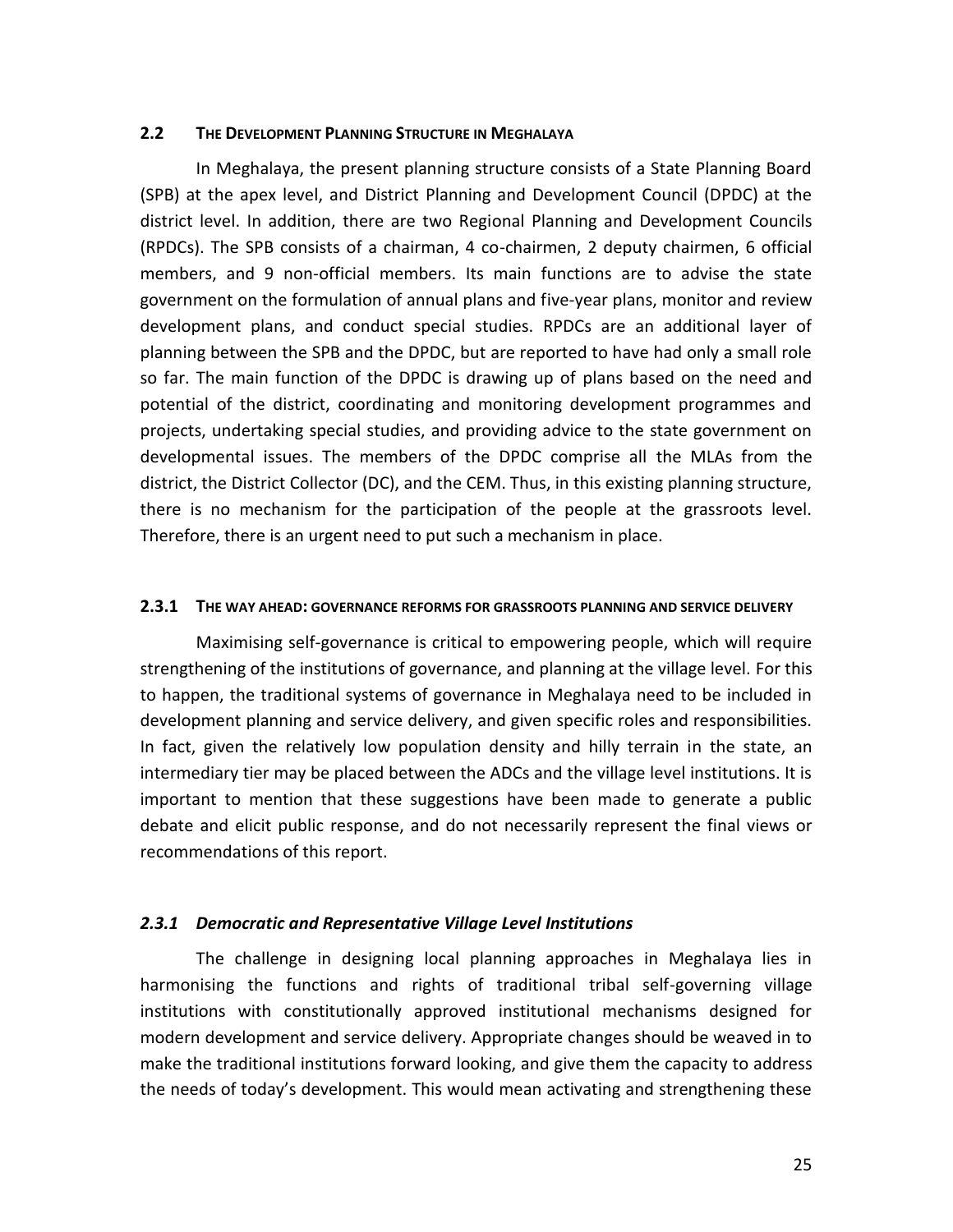## 2.2 THE DEVELOPMENT PLANNING STRUCTURE IN MEGHALAYA

In Meghalaya, the present planning structure consists of a State Planning Board (SPB) at the apex level, and District Planning and Development Council (DPDC) at the district level. In addition, there are two Regional Planning and Development Councils (RPDCs). The SPB consists of a chairman, 4 co-chairmen, 2 deputy chairmen, 6 official members, and 9 non-official members. Its main functions are to advise the state government on the formulation of annual plans and five-year plans, monitor and review development plans, and conduct special studies. RPDCs are an additional layer of planning between the SPB and the DPDC, but are reported to have had only a small role so far. The main function of the DPDC is drawing up of plans based on the need and potential of the district, coordinating and monitoring development programmes and projects, undertaking special studies, and providing advice to the state government on developmental issues. The members of the DPDC comprise all the MLAs from the district, the District Collector (DC), and the CEM. Thus, in this existing planning structure, there is no mechanism for the participation of the people at the grassroots level. Therefore, there is an urgent need to put such a mechanism in place.

## 2.3.1 THE WAY AHEAD: GOVERNANCE REFORMS FOR GRASSROOTS PLANNING AND SERVICE DELIVERY

Maximising self-governance is critical to empowering people, which will require strengthening of the institutions of governance, and planning at the village level. For this to happen, the traditional systems of governance in Meghalaya need to be included in development planning and service delivery, and given specific roles and responsibilities. In fact, given the relatively low population density and hilly terrain in the state, an intermediary tier may be placed between the ADCs and the village level institutions. It is important to mention that these suggestions have been made to generate a public debate and elicit public response, and do not necessarily represent the final views or recommendations of this report.

### *2.3.1 Democratic and Representative Village Level Institutions*

The challenge in designing local planning approaches in Meghalaya lies in harmonising the functions and rights of traditional tribal self-governing village institutions with constitutionally approved institutional mechanisms designed for modern development and service delivery. Appropriate changes should be weaved in to make the traditional institutions forward looking, and give them the capacity to address the needs of today's development. This would mean activating and strengthening these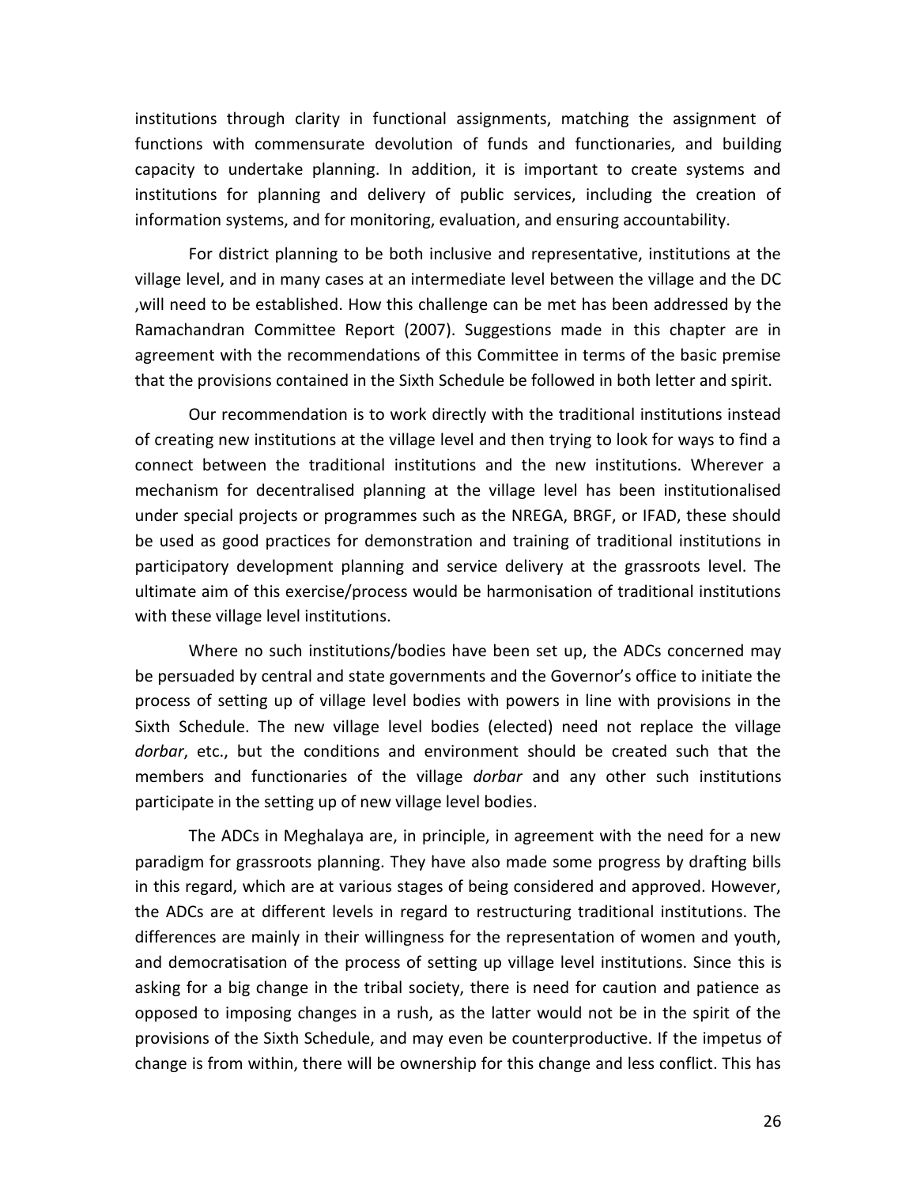institutions through clarity in functional assignments, matching the assignment of functions with commensurate devolution of funds and functionaries, and building capacity to undertake planning. In addition, it is important to create systems and institutions for planning and delivery of public services, including the creation of information systems, and for monitoring, evaluation, and ensuring accountability.

For district planning to be both inclusive and representative, institutions at the village level, and in many cases at an intermediate level between the village and the DC ,will need to be established. How this challenge can be met has been addressed by the Ramachandran Committee Report (2007). Suggestions made in this chapter are in agreement with the recommendations of this Committee in terms of the basic premise that the provisions contained in the Sixth Schedule be followed in both letter and spirit.

Our recommendation is to work directly with the traditional institutions instead of creating new institutions at the village level and then trying to look for ways to find a connect between the traditional institutions and the new institutions. Wherever a mechanism for decentralised planning at the village level has been institutionalised under special projects or programmes such as the NREGA, BRGF, or IFAD, these should be used as good practices for demonstration and training of traditional institutions in participatory development planning and service delivery at the grassroots level. The ultimate aim of this exercise/process would be harmonisation of traditional institutions with these village level institutions.

Where no such institutions/bodies have been set up, the ADCs concerned may be persuaded by central and state governments and the Governor's office to initiate the process of setting up of village level bodies with powers in line with provisions in the Sixth Schedule. The new village level bodies (elected) need not replace the village *dorbar*, etc., but the conditions and environment should be created such that the members and functionaries of the village *dorbar* and any other such institutions participate in the setting up of new village level bodies.

The ADCs in Meghalaya are, in principle, in agreement with the need for a new paradigm for grassroots planning. They have also made some progress by drafting bills in this regard, which are at various stages of being considered and approved. However, the ADCs are at different levels in regard to restructuring traditional institutions. The differences are mainly in their willingness for the representation of women and youth, and democratisation of the process of setting up village level institutions. Since this is asking for a big change in the tribal society, there is need for caution and patience as opposed to imposing changes in a rush, as the latter would not be in the spirit of the provisions of the Sixth Schedule, and may even be counterproductive. If the impetus of change is from within, there will be ownership for this change and less conflict. This has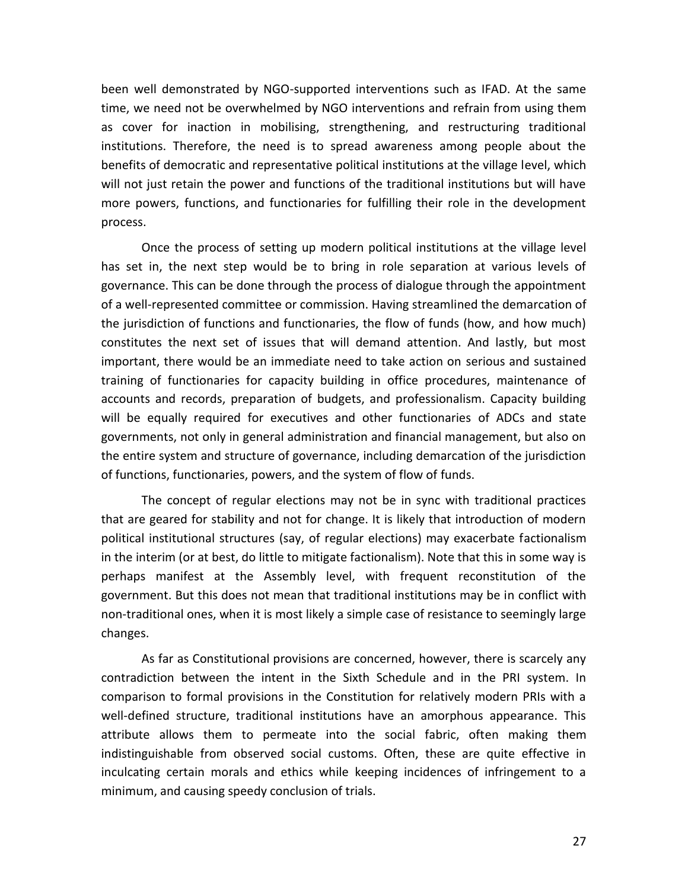been well demonstrated by NGO-supported interventions such as IFAD. At the same time, we need not be overwhelmed by NGO interventions and refrain from using them as cover for inaction in mobilising, strengthening, and restructuring traditional institutions. Therefore, the need is to spread awareness among people about the benefits of democratic and representative political institutions at the village level, which will not just retain the power and functions of the traditional institutions but will have more powers, functions, and functionaries for fulfilling their role in the development process.

Once the process of setting up modern political institutions at the village level has set in, the next step would be to bring in role separation at various levels of governance. This can be done through the process of dialogue through the appointment of a well-represented committee or commission. Having streamlined the demarcation of the jurisdiction of functions and functionaries, the flow of funds (how, and how much) constitutes the next set of issues that will demand attention. And lastly, but most important, there would be an immediate need to take action on serious and sustained training of functionaries for capacity building in office procedures, maintenance of accounts and records, preparation of budgets, and professionalism. Capacity building will be equally required for executives and other functionaries of ADCs and state governments, not only in general administration and financial management, but also on the entire system and structure of governance, including demarcation of the jurisdiction of functions, functionaries, powers, and the system of flow of funds.

The concept of regular elections may not be in sync with traditional practices that are geared for stability and not for change. It is likely that introduction of modern political institutional structures (say, of regular elections) may exacerbate factionalism in the interim (or at best, do little to mitigate factionalism). Note that this in some way is perhaps manifest at the Assembly level, with frequent reconstitution of the government. But this does not mean that traditional institutions may be in conflict with non-traditional ones, when it is most likely a simple case of resistance to seemingly large changes.

As far as Constitutional provisions are concerned, however, there is scarcely any contradiction between the intent in the Sixth Schedule and in the PRI system. In comparison to formal provisions in the Constitution for relatively modern PRIs with a well-defined structure, traditional institutions have an amorphous appearance. This attribute allows them to permeate into the social fabric, often making them indistinguishable from observed social customs. Often, these are quite effective in inculcating certain morals and ethics while keeping incidences of infringement to a minimum, and causing speedy conclusion of trials.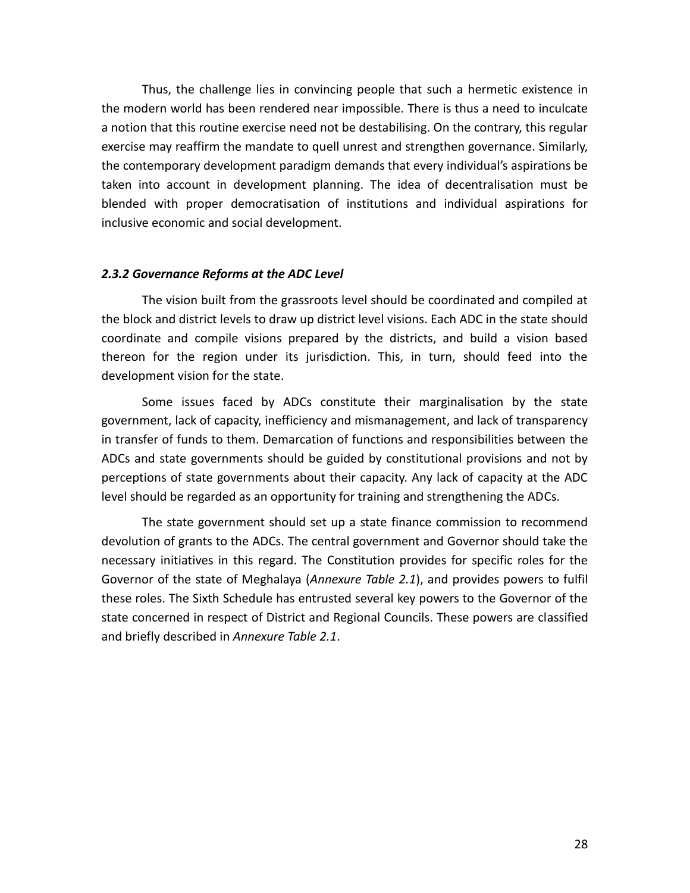Thus, the challenge lies in convincing people that such a hermetic existence in the modern world has been rendered near impossible. There is thus a need to inculcate a notion that this routine exercise need not be destabilising. On the contrary, this regular exercise may reaffirm the mandate to quell unrest and strengthen governance. Similarly, the contemporary development paradigm demands that every individual's aspirations be taken into account in development planning. The idea of decentralisation must be blended with proper democratisation of institutions and individual aspirations for inclusive economic and social development.

#### *2.3.2 Governance Reforms at the ADC Level*

The vision built from the grassroots level should be coordinated and compiled at the block and district levels to draw up district level visions. Each ADC in the state should coordinate and compile visions prepared by the districts, and build a vision based thereon for the region under its jurisdiction. This, in turn, should feed into the development vision for the state.

Some issues faced by ADCs constitute their marginalisation by the state government, lack of capacity, inefficiency and mismanagement, and lack of transparency in transfer of funds to them. Demarcation of functions and responsibilities between the ADCs and state governments should be guided by constitutional provisions and not by perceptions of state governments about their capacity. Any lack of capacity at the ADC level should be regarded as an opportunity for training and strengthening the ADCs.

The state government should set up a state finance commission to recommend devolution of grants to the ADCs. The central government and Governor should take the necessary initiatives in this regard. The Constitution provides for specific roles for the Governor of the state of Meghalaya (*Annexure Table 2.1*), and provides powers to fulfil these roles. The Sixth Schedule has entrusted several key powers to the Governor of the state concerned in respect of District and Regional Councils. These powers are classified and briefly described in *Annexure Table 2.1*.